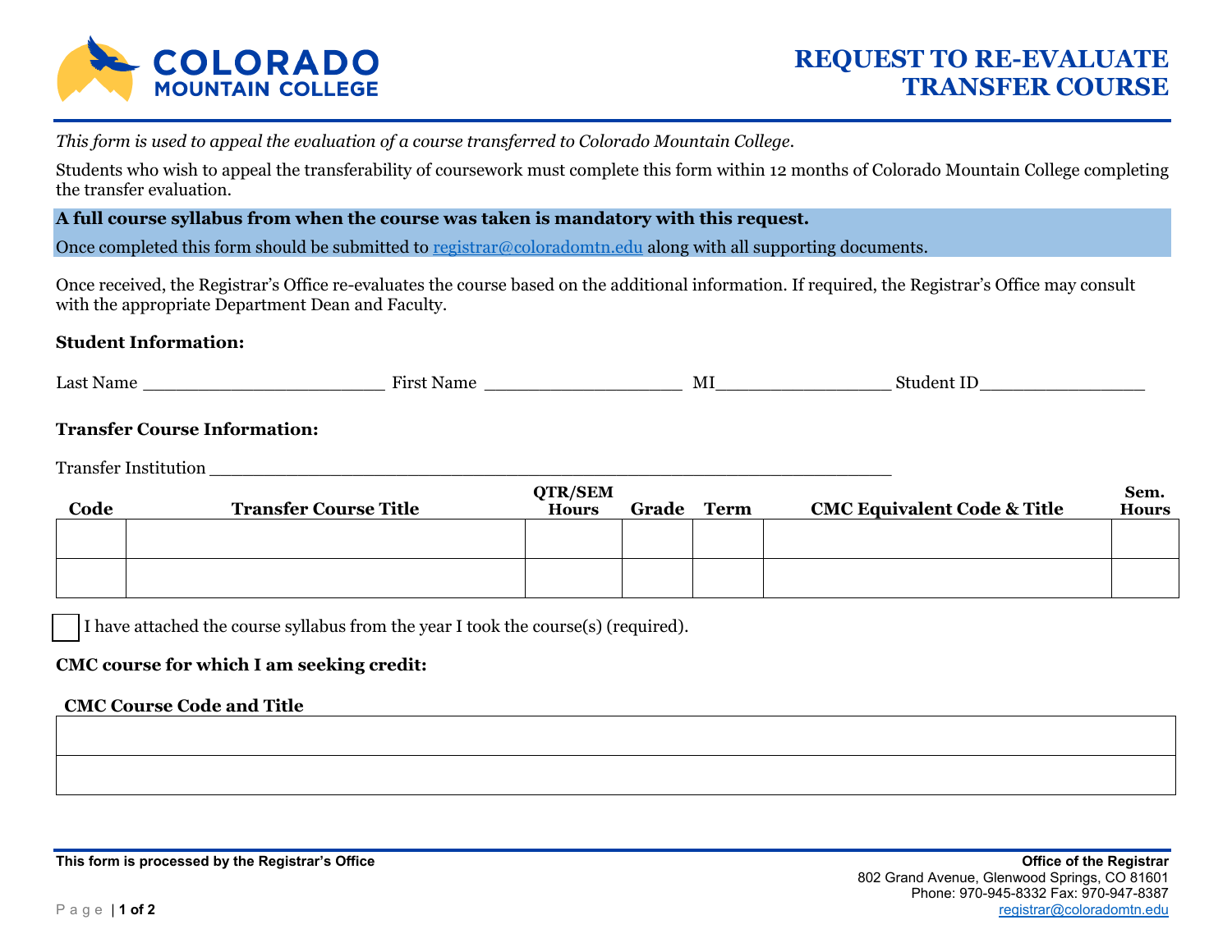# REQUEST TO RE-EVALUATE TRANSFER COURSE

*This form is used to appeal the evaluation of a course transferred to Colorado Mountain College.*

Students who wish to appeal the transferability of coursework must complete this form within 12 months of Colorado Mountain College completing the transfer evaluation.

**A full course syllabus from when the course was taken is mandatory with this request.**

Once completed this form should be submitted to registrar@coloradomtn.edu along with all supporting documents.

Once received, the Registrar's Office re-evaluates the course based on the additional information. If required, the Registrar's Office may consult with the appropriate Department Dean and Faculty.

### Student Information:

Last Name ________________________ First Name ____________________ MI_________________ Student ID________________

### Transfer Course Information:

Transfer Institution ___________________________________________________________________

| Code | Transfer Course Title | QTR/SEM Hours | Grade | Term | CMC Equivalent Code & Title | Sem. Hours |
|---|---|---|---|---|---|---|
| | | | | | | |
| | | | | | | |

☐ I have attached the course syllabus from the year I took the course(s) (required).

### CMC course for which I am seeking credit:

| CMC Course Code and Title |
|---|
| |
| |

**This form is processed by the Registrar's Office**

**Office of the Registrar**
802 Grand Avenue, Glenwood Springs, CO 81601
Phone: 970-945-8332 Fax: 970-947-8387
registrar@coloradomtn.edu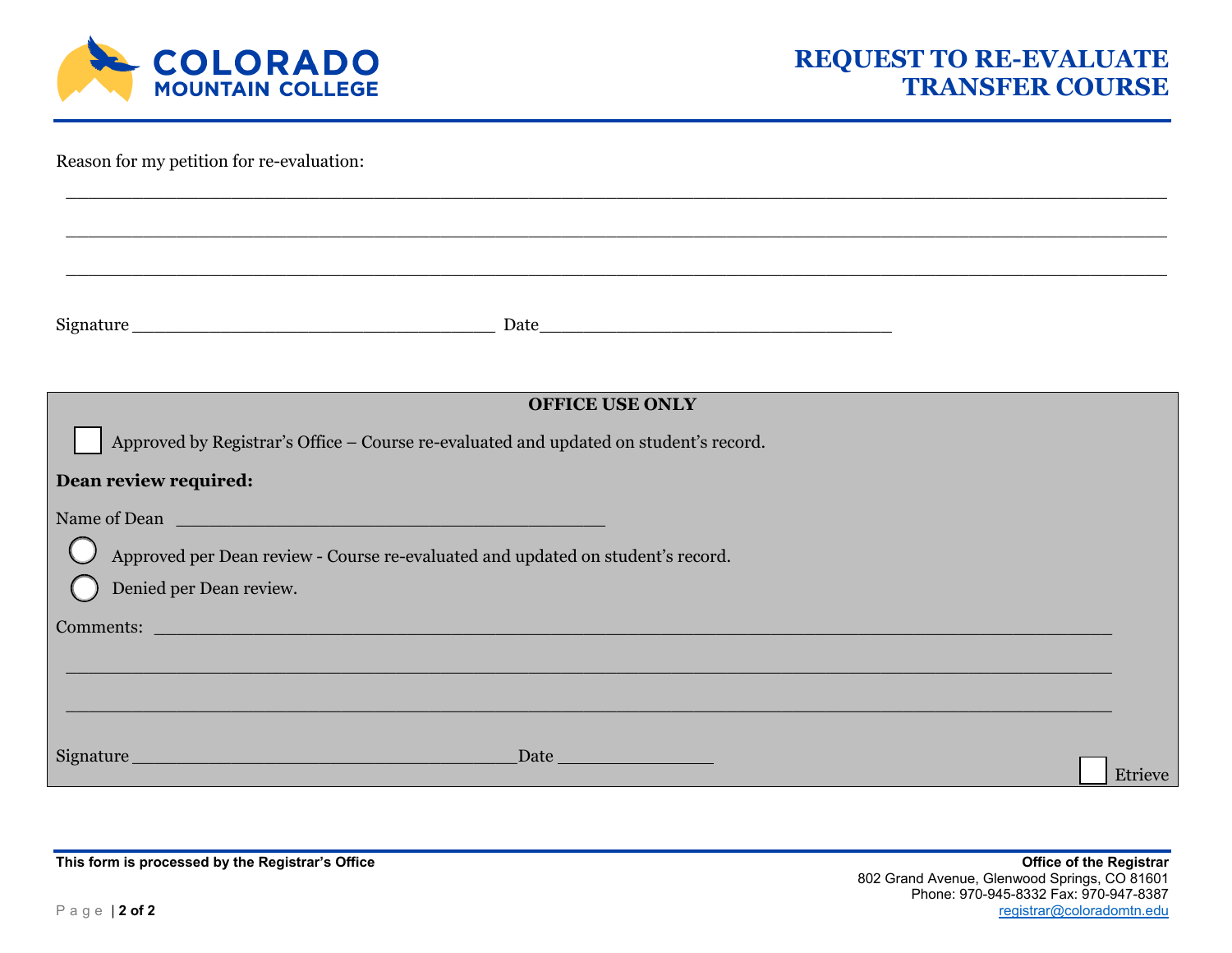# REQUEST TO RE-EVALUATE TRANSFER COURSE

Reason for my petition for re-evaluation:

______________________________________________________________________________________________

______________________________________________________________________________________________

______________________________________________________________________________________________

Signature ______________________________ Date______________________________

**OFFICE USE ONLY**

☐ Approved by Registrar's Office – Course re-evaluated and updated on student's record.

**Dean review required:**

Name of Dean ____________________________________

○ Approved per Dean review - Course re-evaluated and updated on student's record.

○ Denied per Dean review.

Comments: ______________________________________________________________________________

______________________________________________________________________________________________

______________________________________________________________________________________________

Signature ________________________________Date _____________

☐ Etrieve

**This form is processed by the Registrar's Office**

**Office of the Registrar**
802 Grand Avenue, Glenwood Springs, CO 81601
Phone: 970-945-8332 Fax: 970-947-8387
registrar@coloradomtn.edu